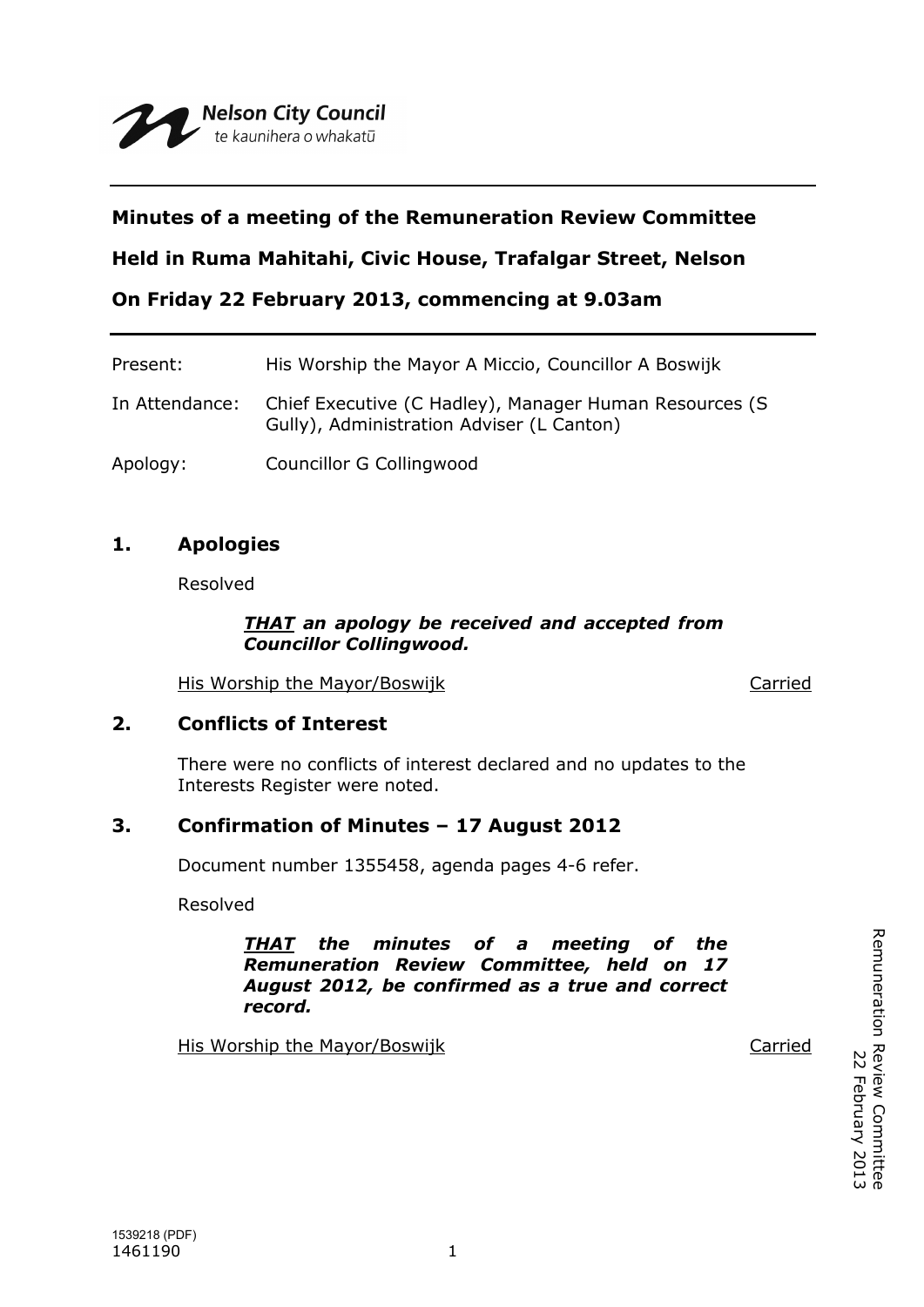Nelson City Council
te kaunihera o whakatū

**Minutes of a meeting of the Remuneration Review Committee**

**Held in Ruma Mahitahi, Civic House, Trafalgar Street, Nelson**

**On Friday 22 February 2013, commencing at 9.03am**

Present: His Worship the Mayor A Miccio, Councillor A Boswijk

In Attendance: Chief Executive (C Hadley), Manager Human Resources (S Gully), Administration Adviser (L Canton)

Apology: Councillor G Collingwood

## 1. Apologies

Resolved

> ***THAT an apology be received and accepted from Councillor Collingwood.***

His Worship the Mayor/Boswijk — Carried

## 2. Conflicts of Interest

There were no conflicts of interest declared and no updates to the Interests Register were noted.

## 3. Confirmation of Minutes – 17 August 2012

Document number 1355458, agenda pages 4-6 refer.

Resolved

> ***THAT the minutes of a meeting of the Remuneration Review Committee, held on 17 August 2012, be confirmed as a true and correct record.***

His Worship the Mayor/Boswijk — Carried

1539218 (PDF)
1461190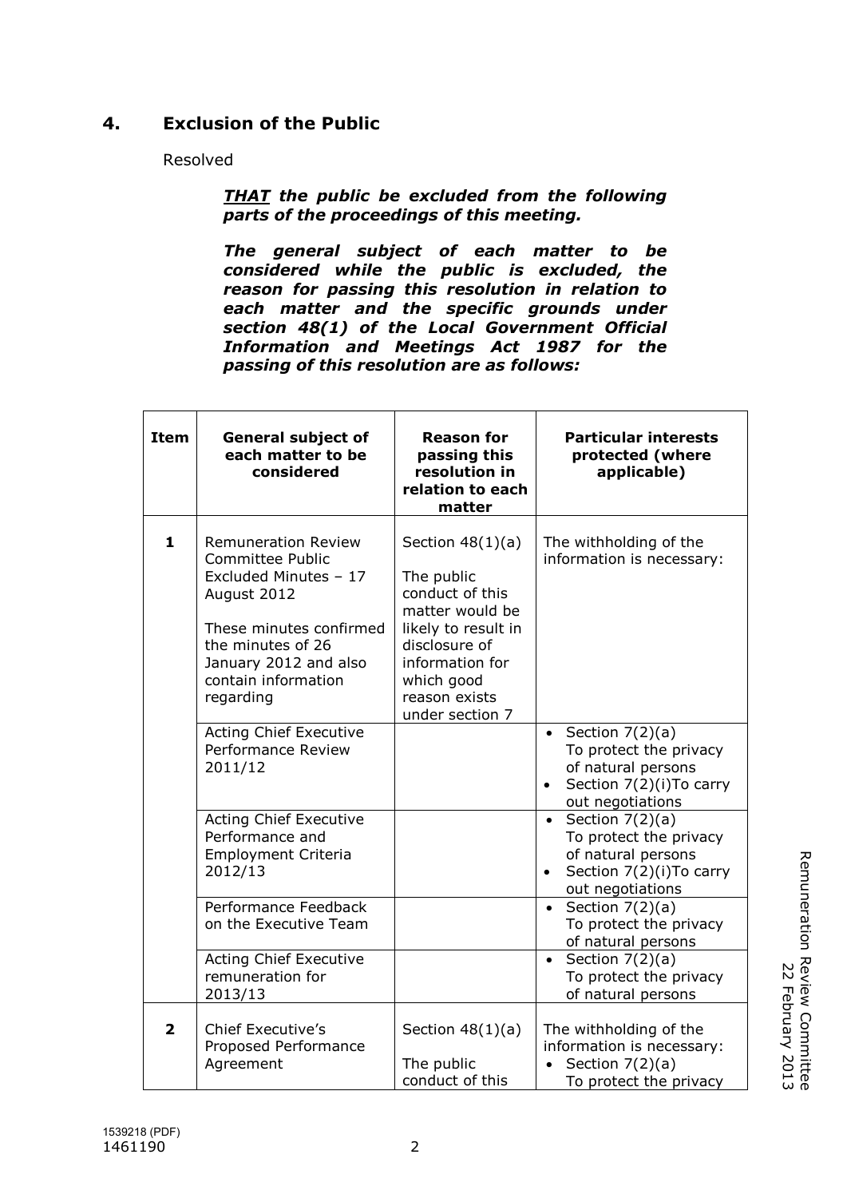## 4. Exclusion of the Public

Resolved

***THAT** the public be excluded from the following parts of the proceedings of this meeting.*

***The general subject of each matter to be considered while the public is excluded, the reason for passing this resolution in relation to each matter and the specific grounds under section 48(1) of the Local Government Official Information and Meetings Act 1987 for the passing of this resolution are as follows:***

| Item | General subject of each matter to be considered | Reason for passing this resolution in relation to each matter | Particular interests protected (where applicable) |
|---|---|---|---|
| **1** | Remuneration Review Committee Public Excluded Minutes – 17 August 2012<br><br>These minutes confirmed the minutes of 26 January 2012 and also contain information regarding | Section 48(1)(a)<br><br>The public conduct of this matter would be likely to result in disclosure of information for which good reason exists under section 7 | The withholding of the information is necessary: |
| | Acting Chief Executive Performance Review 2011/12 | | • Section 7(2)(a) To protect the privacy of natural persons<br>• Section 7(2)(i)To carry out negotiations |
| | Acting Chief Executive Performance and Employment Criteria 2012/13 | | • Section 7(2)(a) To protect the privacy of natural persons<br>• Section 7(2)(i)To carry out negotiations |
| | Performance Feedback on the Executive Team | | • Section 7(2)(a) To protect the privacy of natural persons |
| | Acting Chief Executive remuneration for 2013/13 | | • Section 7(2)(a) To protect the privacy of natural persons |
| **2** | Chief Executive's Proposed Performance Agreement | Section 48(1)(a)<br><br>The public conduct of this | The withholding of the information is necessary:<br>• Section 7(2)(a) To protect the privacy |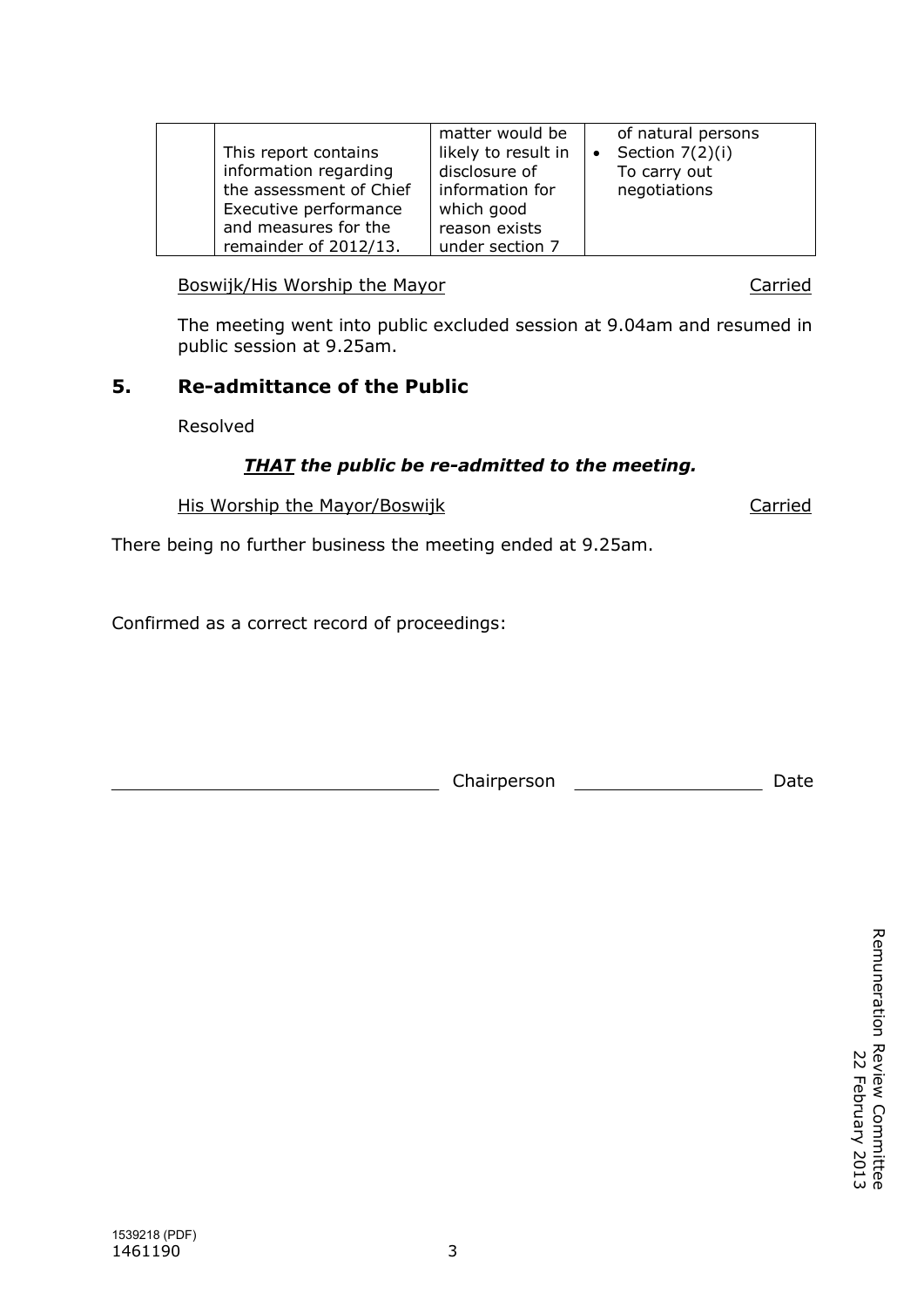| | | | |
|---|---|---|---|
| | This report contains information regarding the assessment of Chief Executive performance and measures for the remainder of 2012/13. | matter would be likely to result in disclosure of information for which good reason exists under section 7 | of natural persons<br>• Section 7(2)(i) To carry out negotiations |

Boswijk/His Worship the Mayor Carried

The meeting went into public excluded session at 9.04am and resumed in public session at 9.25am.

## 5. Re-admittance of the Public

Resolved

***THAT the public be re-admitted to the meeting.***

His Worship the Mayor/Boswijk Carried

There being no further business the meeting ended at 9.25am.

Confirmed as a correct record of proceedings:

_____________________________ Chairperson _________________ Date